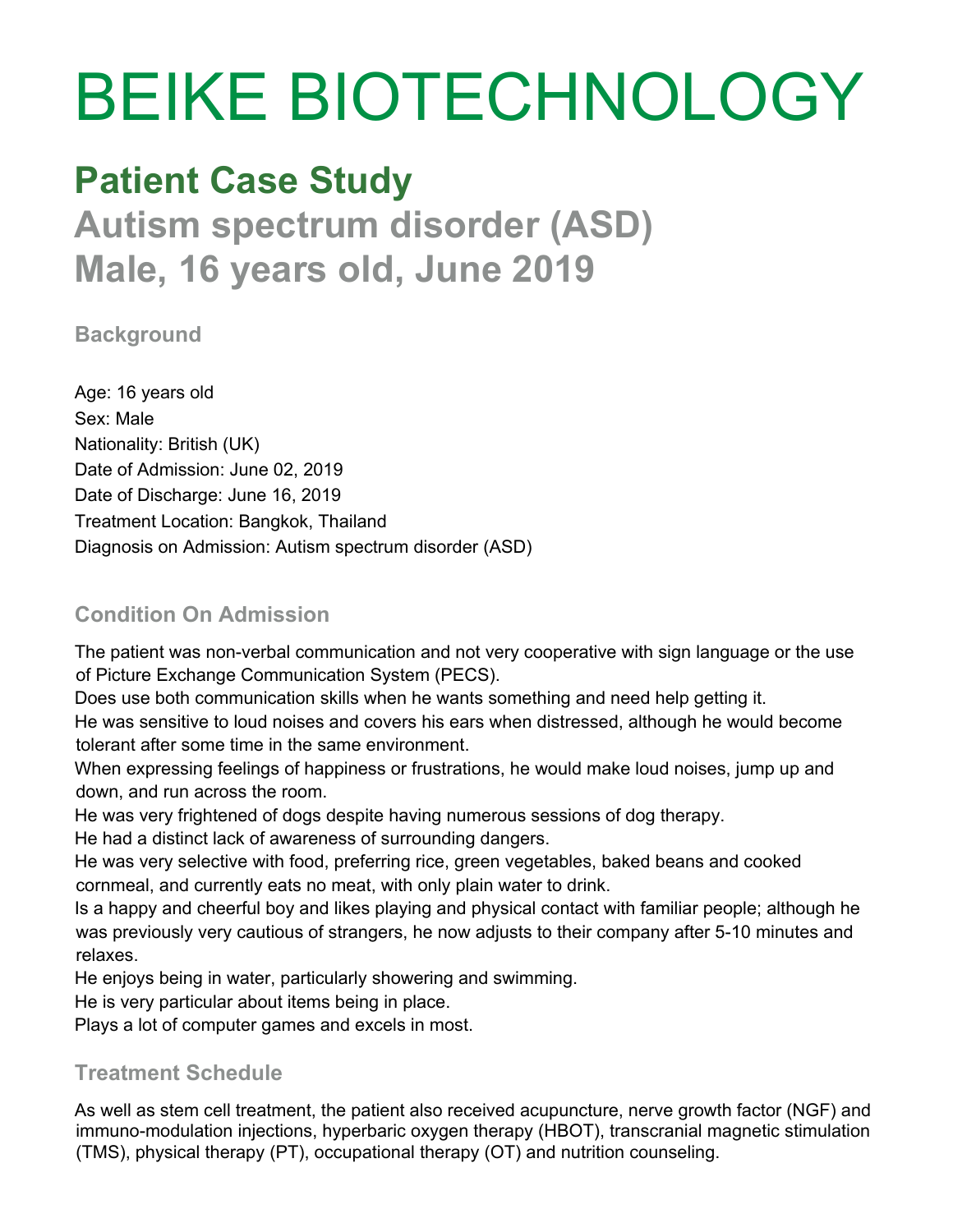# BEIKE BIOTECHNOLOGY

## Patient Case Study

## Autism spectrum disorder (ASD)
## Male, 16 years old, June 2019

### Background

Age: 16 years old
Sex: Male
Nationality: British (UK)
Date of Admission: June 02, 2019
Date of Discharge: June 16, 2019
Treatment Location: Bangkok, Thailand
Diagnosis on Admission: Autism spectrum disorder (ASD)

### Condition On Admission

The patient was non-verbal communication and not very cooperative with sign language or the use of Picture Exchange Communication System (PECS).
Does use both communication skills when he wants something and need help getting it.
He was sensitive to loud noises and covers his ears when distressed, although he would become tolerant after some time in the same environment.
When expressing feelings of happiness or frustrations, he would make loud noises, jump up and down, and run across the room.
He was very frightened of dogs despite having numerous sessions of dog therapy.
He had a distinct lack of awareness of surrounding dangers.
He was very selective with food, preferring rice, green vegetables, baked beans and cooked cornmeal, and currently eats no meat, with only plain water to drink.
Is a happy and cheerful boy and likes playing and physical contact with familiar people; although he was previously very cautious of strangers, he now adjusts to their company after 5-10 minutes and relaxes.
He enjoys being in water, particularly showering and swimming.
He is very particular about items being in place.
Plays a lot of computer games and excels in most.

### Treatment Schedule

As well as stem cell treatment, the patient also received acupuncture, nerve growth factor (NGF) and immuno-modulation injections, hyperbaric oxygen therapy (HBOT), transcranial magnetic stimulation (TMS), physical therapy (PT), occupational therapy (OT) and nutrition counseling.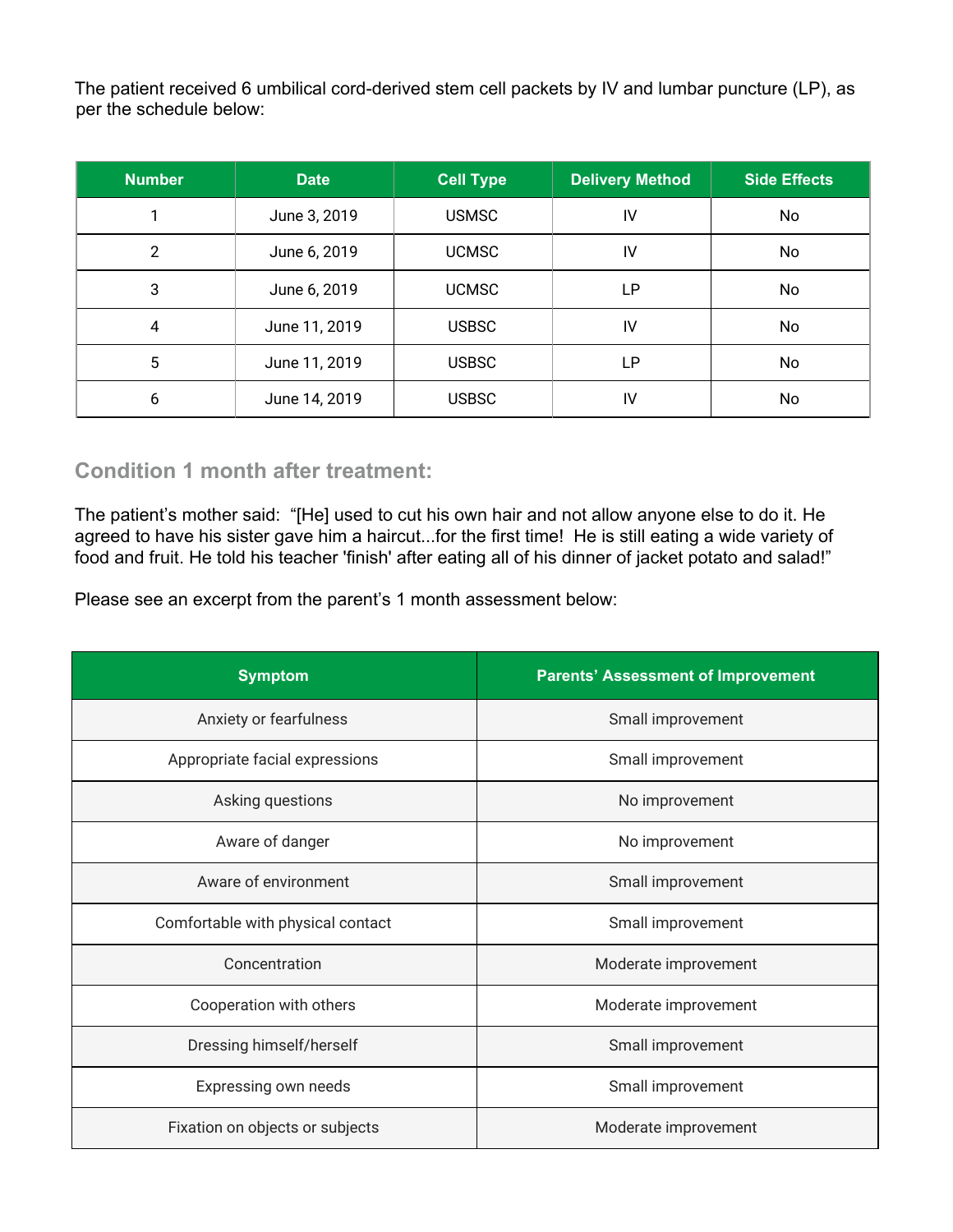The patient received 6 umbilical cord-derived stem cell packets by IV and lumbar puncture (LP), as per the schedule below:

| Number | Date | Cell Type | Delivery Method | Side Effects |
|---|---|---|---|---|
| 1 | June 3, 2019 | USMSC | IV | No |
| 2 | June 6, 2019 | UCMSC | IV | No |
| 3 | June 6, 2019 | UCMSC | LP | No |
| 4 | June 11, 2019 | USBSC | IV | No |
| 5 | June 11, 2019 | USBSC | LP | No |
| 6 | June 14, 2019 | USBSC | IV | No |

## Condition 1 month after treatment:

The patient's mother said: "[He] used to cut his own hair and not allow anyone else to do it. He agreed to have his sister gave him a haircut...for the first time! He is still eating a wide variety of food and fruit. He told his teacher 'finish' after eating all of his dinner of jacket potato and salad!"

Please see an excerpt from the parent's 1 month assessment below:

| Symptom | Parents' Assessment of Improvement |
|---|---|
| Anxiety or fearfulness | Small improvement |
| Appropriate facial expressions | Small improvement |
| Asking questions | No improvement |
| Aware of danger | No improvement |
| Aware of environment | Small improvement |
| Comfortable with physical contact | Small improvement |
| Concentration | Moderate improvement |
| Cooperation with others | Moderate improvement |
| Dressing himself/herself | Small improvement |
| Expressing own needs | Small improvement |
| Fixation on objects or subjects | Moderate improvement |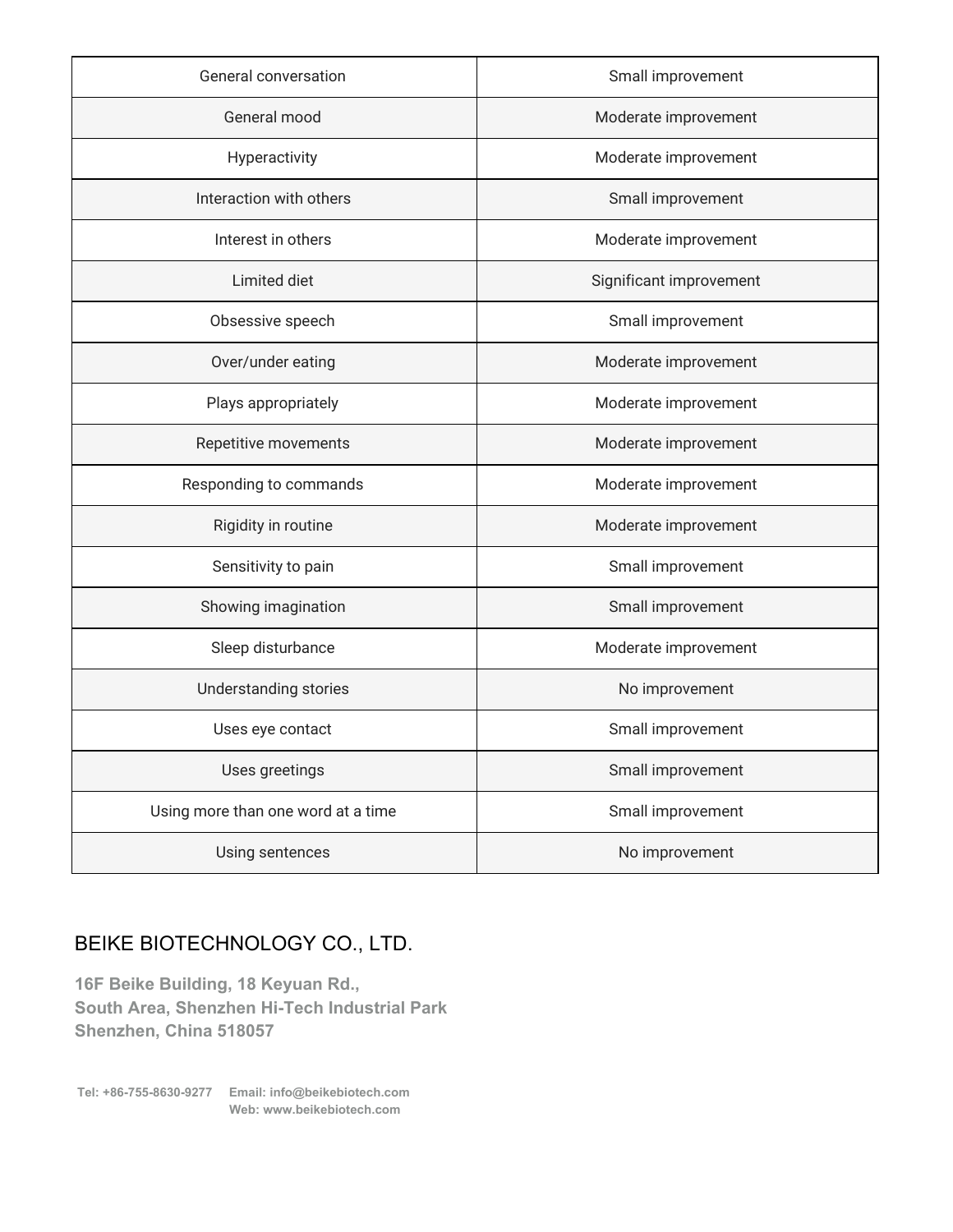| | |
|---|---|
| General conversation | Small improvement |
| General mood | Moderate improvement |
| Hyperactivity | Moderate improvement |
| Interaction with others | Small improvement |
| Interest in others | Moderate improvement |
| Limited diet | Significant improvement |
| Obsessive speech | Small improvement |
| Over/under eating | Moderate improvement |
| Plays appropriately | Moderate improvement |
| Repetitive movements | Moderate improvement |
| Responding to commands | Moderate improvement |
| Rigidity in routine | Moderate improvement |
| Sensitivity to pain | Small improvement |
| Showing imagination | Small improvement |
| Sleep disturbance | Moderate improvement |
| Understanding stories | No improvement |
| Uses eye contact | Small improvement |
| Uses greetings | Small improvement |
| Using more than one word at a time | Small improvement |
| Using sentences | No improvement |

BEIKE BIOTECHNOLOGY CO., LTD.

**16F Beike Building, 18 Keyuan Rd.,**
**South Area, Shenzhen Hi-Tech Industrial Park**
**Shenzhen, China 518057**

**Tel: +86-755-8630-9277** **Email: info@beikebiotech.com**
**Web: www.beikebiotech.com**